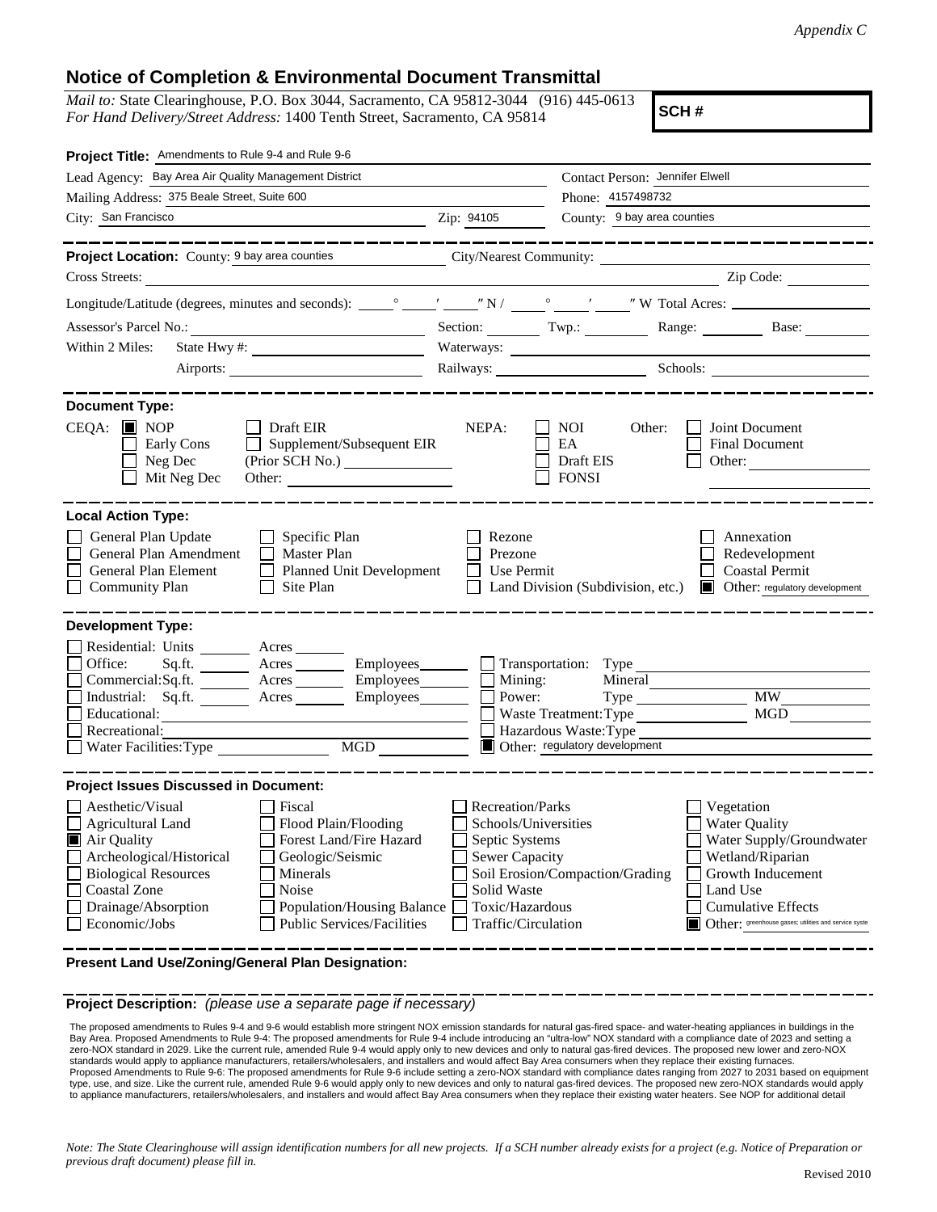*Appendix C*

# Notice of Completion & Environmental Document Transmittal

*Mail to:* State Clearinghouse, P.O. Box 3044, Sacramento, CA 95812-3044 (916) 445-0613
*For Hand Delivery/Street Address:* 1400 Tenth Street, Sacramento, CA 95814

**SCH #**

**Project Title:** Amendments to Rule 9-4 and Rule 9-6

Lead Agency: Bay Area Air Quality Management District
Contact Person: Jennifer Elwell
Mailing Address: 375 Beale Street, Suite 600
Phone: 4157498732
City: San Francisco
Zip: 94105
County: 9 bay area counties

---

**Project Location:** County: 9 bay area counties City/Nearest Community:
Cross Streets: Zip Code:
Longitude/Latitude (degrees, minutes and seconds): ___° ___′ ___″ N / ___° ___′ ___″ W Total Acres:
Assessor's Parcel No.: Section: Twp.: Range: Base:
Within 2 Miles: State Hwy #: Waterways:
Airports: Railways: Schools:

---

**Document Type:**

CEQA: ☑ NOP ☐ Early Cons ☐ Neg Dec ☐ Mit Neg Dec ☐ Draft EIR ☐ Supplement/Subsequent EIR (Prior SCH No.) ____ Other: ____

NEPA: ☐ NOI ☐ EA ☐ Draft EIS ☐ FONSI

Other: ☐ Joint Document ☐ Final Document ☐ Other: ____

---

**Local Action Type:**

☐ General Plan Update ☐ General Plan Amendment ☐ General Plan Element ☐ Community Plan ☐ Specific Plan ☐ Master Plan ☐ Planned Unit Development ☐ Site Plan ☐ Rezone ☐ Prezone ☐ Use Permit ☐ Land Division (Subdivision, etc.) ☐ Annexation ☐ Redevelopment ☐ Coastal Permit ☑ Other: regulatory development

---

**Development Type:**

☐ Residential: Units ____ Acres ____
☐ Office: Sq.ft. ____ Acres ____ Employees ____
☐ Commercial: Sq.ft. ____ Acres ____ Employees ____
☐ Industrial: Sq.ft. ____ Acres ____ Employees ____
☐ Educational:
☐ Recreational:
☐ Water Facilities: Type ____ MGD ____
☐ Transportation: Type
☐ Mining: Mineral
☐ Power: Type ____ MW
☐ Waste Treatment: Type ____ MGD
☐ Hazardous Waste: Type
☑ Other: regulatory development

---

**Project Issues Discussed in Document:**

☐ Aesthetic/Visual ☐ Agricultural Land ☑ Air Quality ☐ Archeological/Historical ☐ Biological Resources ☐ Coastal Zone ☐ Drainage/Absorption ☐ Economic/Jobs ☐ Fiscal ☐ Flood Plain/Flooding ☐ Forest Land/Fire Hazard ☐ Geologic/Seismic ☐ Minerals ☐ Noise ☐ Population/Housing Balance ☐ Public Services/Facilities ☐ Recreation/Parks ☐ Schools/Universities ☐ Septic Systems ☐ Sewer Capacity ☐ Soil Erosion/Compaction/Grading ☐ Solid Waste ☐ Toxic/Hazardous ☐ Traffic/Circulation ☐ Vegetation ☐ Water Quality ☐ Water Supply/Groundwater ☐ Wetland/Riparian ☐ Growth Inducement ☐ Land Use ☐ Cumulative Effects ☑ Other: greenhouse gases; utilities and service syste

---

**Present Land Use/Zoning/General Plan Designation:**

---

**Project Description:** *(please use a separate page if necessary)*

The proposed amendments to Rules 9-4 and 9-6 would establish more stringent NOX emission standards for natural gas-fired space- and water-heating appliances in buildings in the Bay Area. Proposed Amendments to Rule 9-4: The proposed amendments for Rule 9-4 include introducing an "ultra-low" NOX standard with a compliance date of 2023 and setting a zero-NOX standard in 2029. Like the current rule, amended Rule 9-4 would apply only to new devices and only to natural gas-fired devices. The proposed new lower and zero-NOX standards would apply to appliance manufacturers, retailers/wholesalers, and installers and would affect Bay Area consumers when they replace their existing furnaces.
Proposed Amendments to Rule 9-6: The proposed amendments for Rule 9-6 include setting a zero-NOX standard with compliance dates ranging from 2027 to 2031 based on equipment type, use, and size. Like the current rule, amended Rule 9-6 would apply only to new devices and only to natural gas-fired devices. The proposed new zero-NOX standards would apply to appliance manufacturers, retailers/wholesalers, and installers and would affect Bay Area consumers when they replace their existing water heaters. See NOP for additional detail

*Note: The State Clearinghouse will assign identification numbers for all new projects. If a SCH number already exists for a project (e.g. Notice of Preparation or previous draft document) please fill in.*

Revised 2010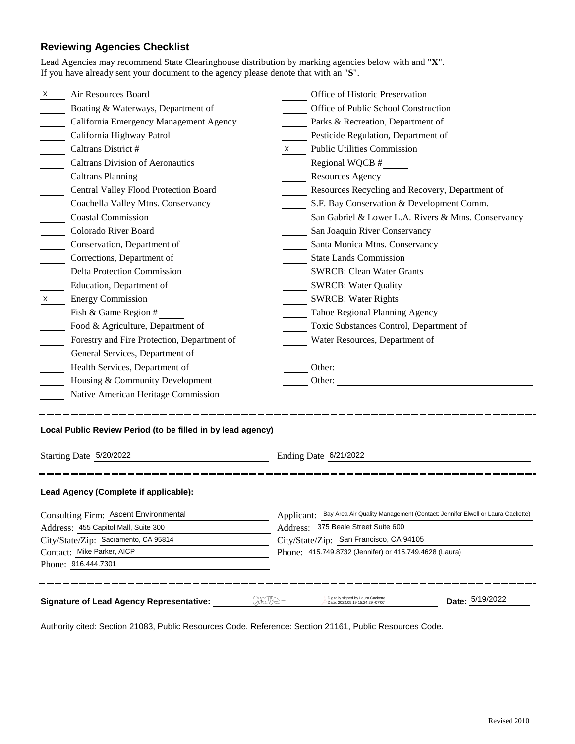## Reviewing Agencies Checklist

Lead Agencies may recommend State Clearinghouse distribution by marking agencies below with and "**X**".
If you have already sent your document to the agency please denote that with an "**S**".

| | | | |
|---|---|---|---|
| X | Air Resources Board | | Office of Historic Preservation |
| | Boating & Waterways, Department of | | Office of Public School Construction |
| | California Emergency Management Agency | | Parks & Recreation, Department of |
| | California Highway Patrol | | Pesticide Regulation, Department of |
| | Caltrans District # | X | Public Utilities Commission |
| | Caltrans Division of Aeronautics | | Regional WQCB # |
| | Caltrans Planning | | Resources Agency |
| | Central Valley Flood Protection Board | | Resources Recycling and Recovery, Department of |
| | Coachella Valley Mtns. Conservancy | | S.F. Bay Conservation & Development Comm. |
| | Coastal Commission | | San Gabriel & Lower L.A. Rivers & Mtns. Conservancy |
| | Colorado River Board | | San Joaquin River Conservancy |
| | Conservation, Department of | | Santa Monica Mtns. Conservancy |
| | Corrections, Department of | | State Lands Commission |
| | Delta Protection Commission | | SWRCB: Clean Water Grants |
| | Education, Department of | | SWRCB: Water Quality |
| X | Energy Commission | | SWRCB: Water Rights |
| | Fish & Game Region # | | Tahoe Regional Planning Agency |
| | Food & Agriculture, Department of | | Toxic Substances Control, Department of |
| | Forestry and Fire Protection, Department of | | Water Resources, Department of |
| | General Services, Department of | | |
| | Health Services, Department of | | Other: |
| | Housing & Community Development | | Other: |
| | Native American Heritage Commission | | |

**Local Public Review Period (to be filled in by lead agency)**

Starting Date 5/20/2022 Ending Date 6/21/2022

**Lead Agency (Complete if applicable):**

Consulting Firm: Ascent Environmental
Address: 455 Capitol Mall, Suite 300
City/State/Zip: Sacramento, CA 95814
Contact: Mike Parker, AICP
Phone: 916.444.7301

Applicant: Bay Area Air Quality Management (Contact: Jennifer Elwell or Laura Cackette)
Address: 375 Beale Street Suite 600
City/State/Zip: San Francisco, CA 94105
Phone: 415.749.8732 (Jennifer) or 415.749.4628 (Laura)

**Signature of Lead Agency Representative:** Digitally signed by Laura Cackette Date: 2022.05.19 15:24:29 -07'00' **Date:** 5/19/2022

Authority cited: Section 21083, Public Resources Code. Reference: Section 21161, Public Resources Code.

Revised 2010